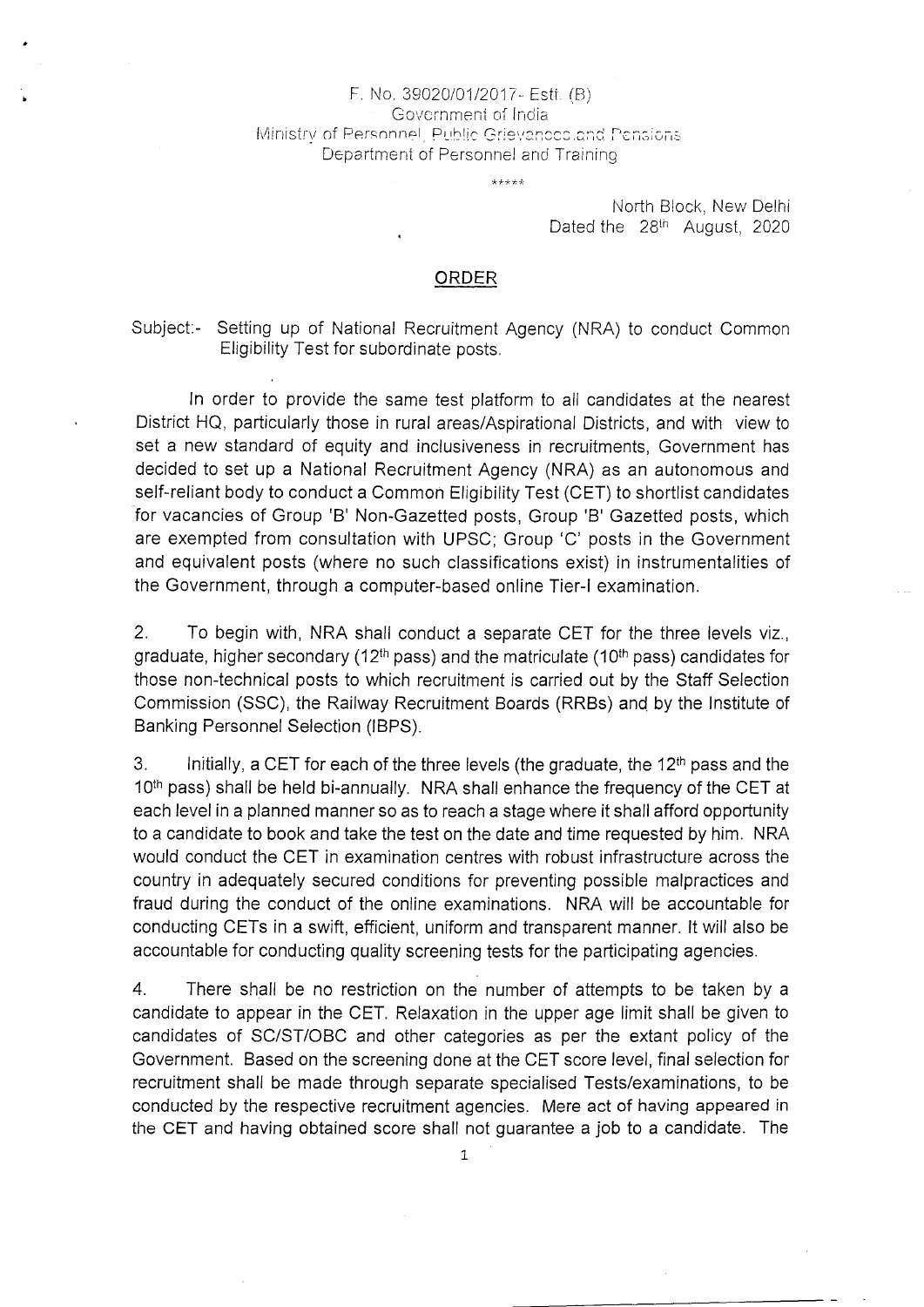F. No. 39020/01/2017- Estt. (B)
Government of India
Ministry of Personnel, Public Grievances and Pensions
Department of Personnel and Training

\*\*\*\*\*

North Block, New Delhi
Dated the 28th August, 2020

## ORDER

Subject:- Setting up of National Recruitment Agency (NRA) to conduct Common Eligibility Test for subordinate posts.

In order to provide the same test platform to all candidates at the nearest District HQ, particularly those in rural areas/Aspirational Districts, and with view to set a new standard of equity and inclusiveness in recruitments, Government has decided to set up a National Recruitment Agency (NRA) as an autonomous and self-reliant body to conduct a Common Eligibility Test (CET) to shortlist candidates for vacancies of Group 'B' Non-Gazetted posts, Group 'B' Gazetted posts, which are exempted from consultation with UPSC; Group 'C' posts in the Government and equivalent posts (where no such classifications exist) in instrumentalities of the Government, through a computer-based online Tier-I examination.

2. To begin with, NRA shall conduct a separate CET for the three levels viz., graduate, higher secondary (12th pass) and the matriculate (10th pass) candidates for those non-technical posts to which recruitment is carried out by the Staff Selection Commission (SSC), the Railway Recruitment Boards (RRBs) and by the Institute of Banking Personnel Selection (IBPS).

3. Initially, a CET for each of the three levels (the graduate, the 12th pass and the 10th pass) shall be held bi-annually. NRA shall enhance the frequency of the CET at each level in a planned manner so as to reach a stage where it shall afford opportunity to a candidate to book and take the test on the date and time requested by him. NRA would conduct the CET in examination centres with robust infrastructure across the country in adequately secured conditions for preventing possible malpractices and fraud during the conduct of the online examinations. NRA will be accountable for conducting CETs in a swift, efficient, uniform and transparent manner. It will also be accountable for conducting quality screening tests for the participating agencies.

4. There shall be no restriction on the number of attempts to be taken by a candidate to appear in the CET. Relaxation in the upper age limit shall be given to candidates of SC/ST/OBC and other categories as per the extant policy of the Government. Based on the screening done at the CET score level, final selection for recruitment shall be made through separate specialised Tests/examinations, to be conducted by the respective recruitment agencies. Mere act of having appeared in the CET and having obtained score shall not guarantee a job to a candidate. The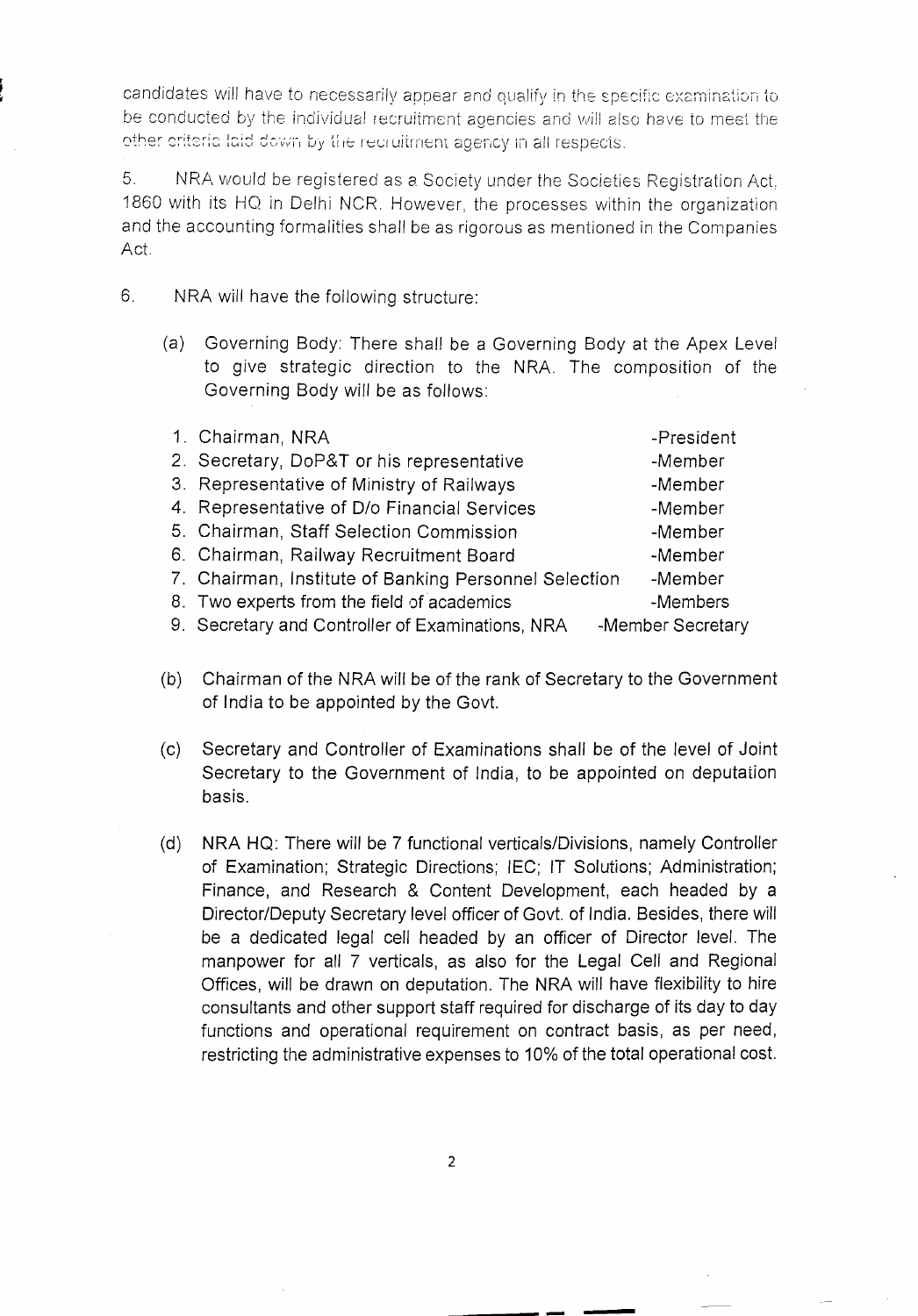candidates will have to necessarily appear and qualify in the specific examination to be conducted by the individual recruitment agencies and will also have to meet the other criteria laid down by the recruitment agency in all respects.

5. NRA would be registered as a Society under the Societies Registration Act, 1860 with its HQ in Delhi NCR. However, the processes within the organization and the accounting formalities shall be as rigorous as mentioned in the Companies Act.

6. NRA will have the following structure:

(a) Governing Body: There shall be a Governing Body at the Apex Level to give strategic direction to the NRA. The composition of the Governing Body will be as follows:

1. Chairman, NRA -President
2. Secretary, DoP&T or his representative -Member
3. Representative of Ministry of Railways -Member
4. Representative of D/o Financial Services -Member
5. Chairman, Staff Selection Commission -Member
6. Chairman, Railway Recruitment Board -Member
7. Chairman, Institute of Banking Personnel Selection -Member
8. Two experts from the field of academics -Members
9. Secretary and Controller of Examinations, NRA -Member Secretary

(b) Chairman of the NRA will be of the rank of Secretary to the Government of India to be appointed by the Govt.

(c) Secretary and Controller of Examinations shall be of the level of Joint Secretary to the Government of India, to be appointed on deputation basis.

(d) NRA HQ: There will be 7 functional verticals/Divisions, namely Controller of Examination; Strategic Directions; IEC; IT Solutions; Administration; Finance, and Research & Content Development, each headed by a Director/Deputy Secretary level officer of Govt. of India. Besides, there will be a dedicated legal cell headed by an officer of Director level. The manpower for all 7 verticals, as also for the Legal Cell and Regional Offices, will be drawn on deputation. The NRA will have flexibility to hire consultants and other support staff required for discharge of its day to day functions and operational requirement on contract basis, as per need, restricting the administrative expenses to 10% of the total operational cost.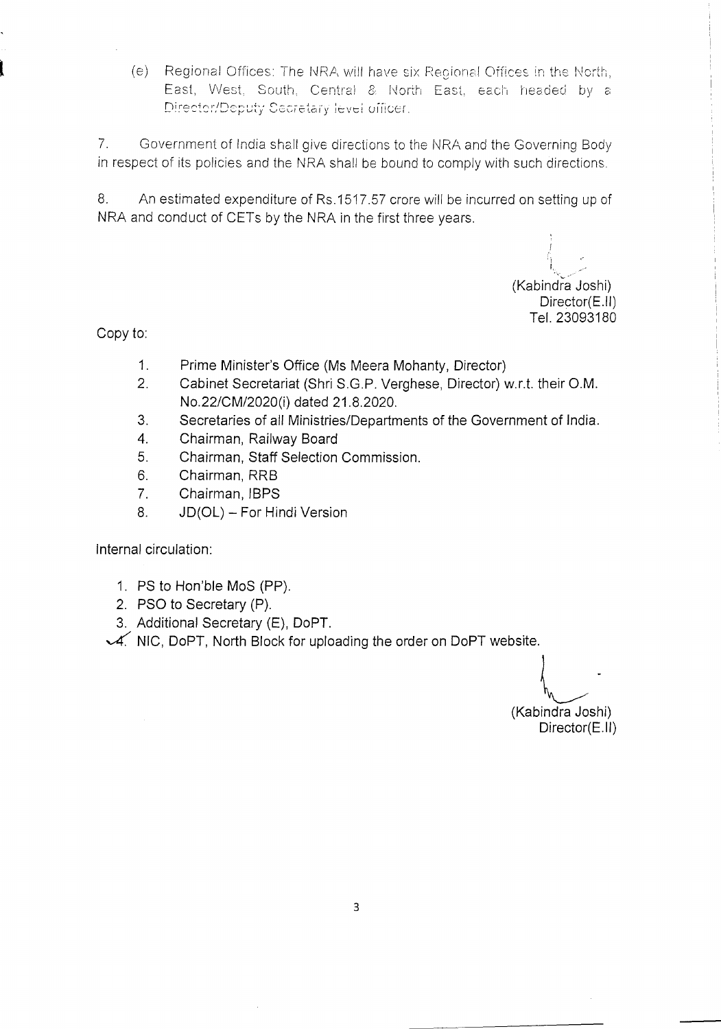(e) Regional Offices: The NRA will have six Regional Offices in the North, East, West, South, Central & North East, each headed by a Director/Deputy Secretary level officer.

7. Government of India shall give directions to the NRA and the Governing Body in respect of its policies and the NRA shall be bound to comply with such directions.

8. An estimated expenditure of Rs.1517.57 crore will be incurred on setting up of NRA and conduct of CETs by the NRA in the first three years.

(Kabindra Joshi)
Director(E.II)
Tel. 23093180

Copy to:

1. Prime Minister's Office (Ms Meera Mohanty, Director)
2. Cabinet Secretariat (Shri S.G.P. Verghese, Director) w.r.t. their O.M. No.22/CM/2020(i) dated 21.8.2020.
3. Secretaries of all Ministries/Departments of the Government of India.
4. Chairman, Railway Board
5. Chairman, Staff Selection Commission.
6. Chairman, RRB
7. Chairman, IBPS
8. JD(OL) – For Hindi Version

Internal circulation:

1. PS to Hon'ble MoS (PP).
2. PSO to Secretary (P).
3. Additional Secretary (E), DoPT.
4. NIC, DoPT, North Block for uploading the order on DoPT website.

(Kabindra Joshi)
Director(E.II)